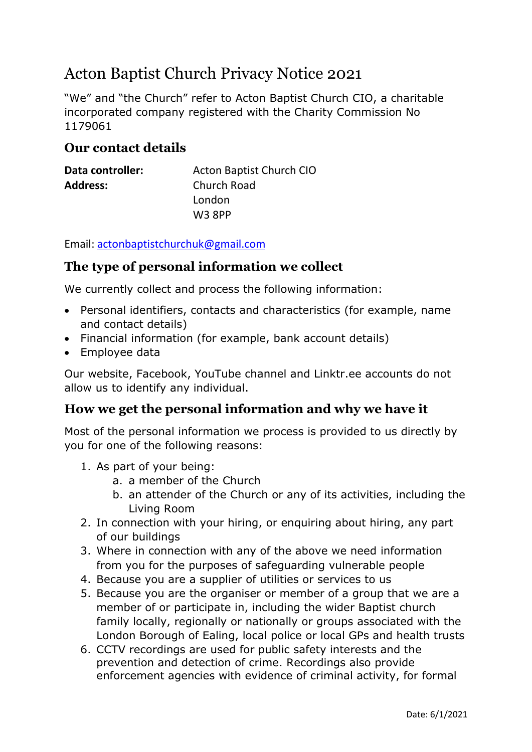# Acton Baptist Church Privacy Notice 2021

"We" and "the Church" refer to Acton Baptist Church CIO, a charitable incorporated company registered with the Charity Commission No 1179061

## Our contact details

| | |
|---|---|
| **Data controller:** | Acton Baptist Church CIO |
| **Address:** | Church Road<br>London<br>W3 8PP |

Email: actonbaptistchurchuk@gmail.com

## The type of personal information we collect

We currently collect and process the following information:

- Personal identifiers, contacts and characteristics (for example, name and contact details)
- Financial information (for example, bank account details)
- Employee data

Our website, Facebook, YouTube channel and Linktr.ee accounts do not allow us to identify any individual.

## How we get the personal information and why we have it

Most of the personal information we process is provided to us directly by you for one of the following reasons:

1. As part of your being:
   a. a member of the Church
   b. an attender of the Church or any of its activities, including the Living Room
2. In connection with your hiring, or enquiring about hiring, any part of our buildings
3. Where in connection with any of the above we need information from you for the purposes of safeguarding vulnerable people
4. Because you are a supplier of utilities or services to us
5. Because you are the organiser or member of a group that we are a member of or participate in, including the wider Baptist church family locally, regionally or nationally or groups associated with the London Borough of Ealing, local police or local GPs and health trusts
6. CCTV recordings are used for public safety interests and the prevention and detection of crime. Recordings also provide enforcement agencies with evidence of criminal activity, for formal

Date: 6/1/2021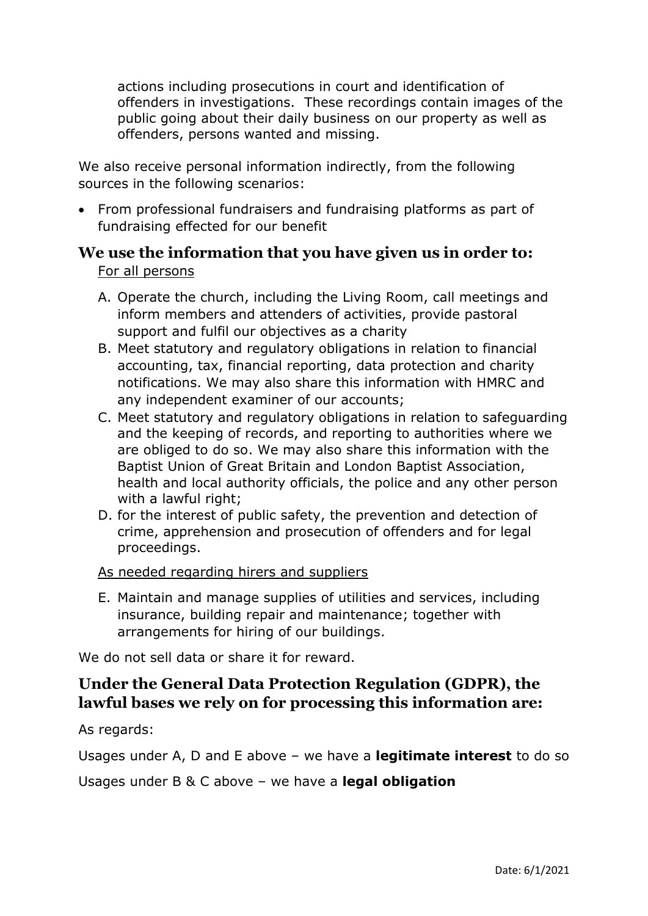actions including prosecutions in court and identification of offenders in investigations. These recordings contain images of the public going about their daily business on our property as well as offenders, persons wanted and missing.

We also receive personal information indirectly, from the following sources in the following scenarios:

- From professional fundraisers and fundraising platforms as part of fundraising effected for our benefit

## We use the information that you have given us in order to:

For all persons

A. Operate the church, including the Living Room, call meetings and inform members and attenders of activities, provide pastoral support and fulfil our objectives as a charity

B. Meet statutory and regulatory obligations in relation to financial accounting, tax, financial reporting, data protection and charity notifications. We may also share this information with HMRC and any independent examiner of our accounts;

C. Meet statutory and regulatory obligations in relation to safeguarding and the keeping of records, and reporting to authorities where we are obliged to do so. We may also share this information with the Baptist Union of Great Britain and London Baptist Association, health and local authority officials, the police and any other person with a lawful right;

D. for the interest of public safety, the prevention and detection of crime, apprehension and prosecution of offenders and for legal proceedings.

As needed regarding hirers and suppliers

E. Maintain and manage supplies of utilities and services, including insurance, building repair and maintenance; together with arrangements for hiring of our buildings.

We do not sell data or share it for reward.

## Under the General Data Protection Regulation (GDPR), the lawful bases we rely on for processing this information are:

As regards:

Usages under A, D and E above – we have a **legitimate interest** to do so

Usages under B & C above – we have a **legal obligation**

Date: 6/1/2021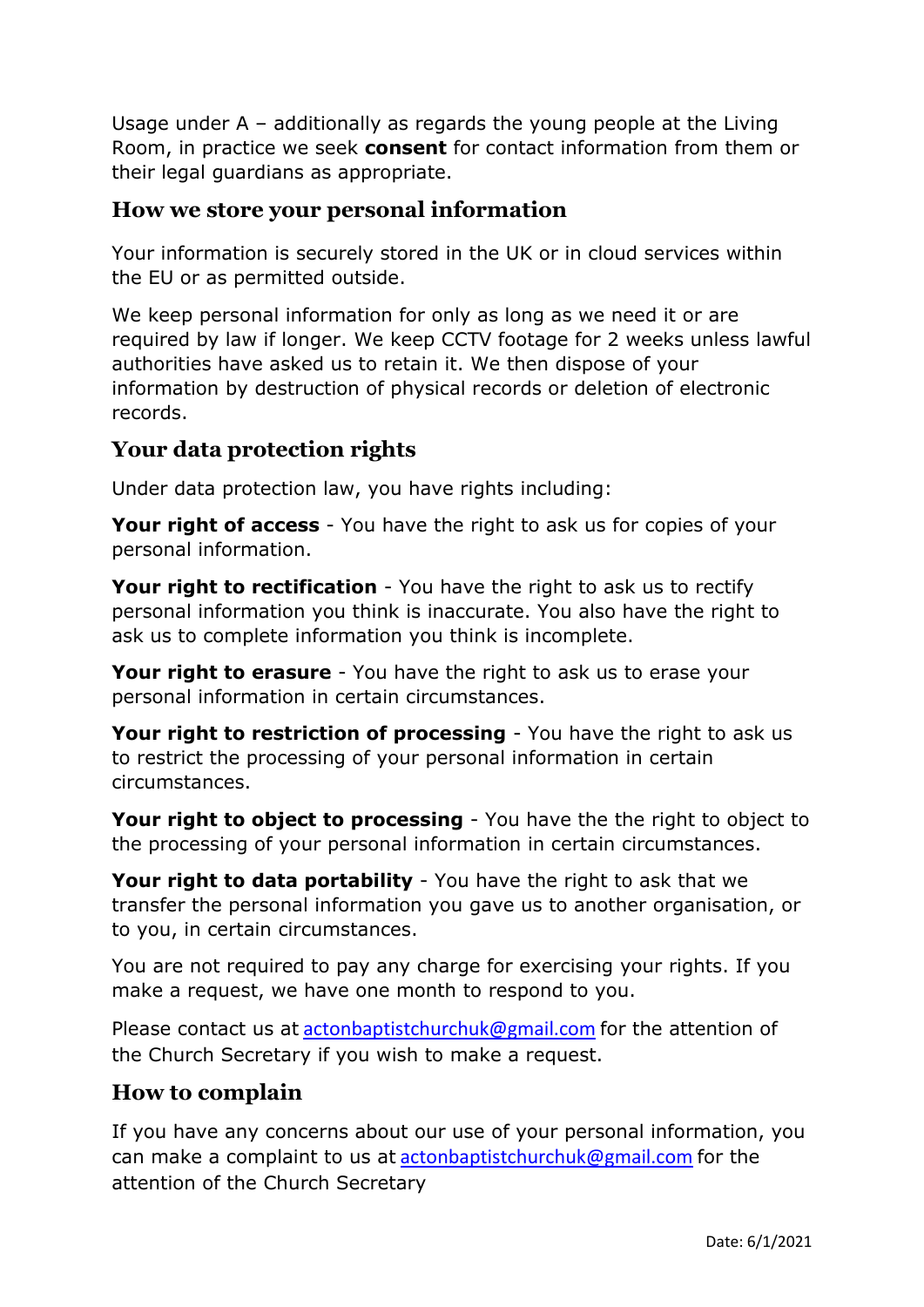Usage under A – additionally as regards the young people at the Living Room, in practice we seek **consent** for contact information from them or their legal guardians as appropriate.

## How we store your personal information

Your information is securely stored in the UK or in cloud services within the EU or as permitted outside.

We keep personal information for only as long as we need it or are required by law if longer. We keep CCTV footage for 2 weeks unless lawful authorities have asked us to retain it. We then dispose of your information by destruction of physical records or deletion of electronic records.

## Your data protection rights

Under data protection law, you have rights including:

**Your right of access** - You have the right to ask us for copies of your personal information.

**Your right to rectification** - You have the right to ask us to rectify personal information you think is inaccurate. You also have the right to ask us to complete information you think is incomplete.

**Your right to erasure** - You have the right to ask us to erase your personal information in certain circumstances.

**Your right to restriction of processing** - You have the right to ask us to restrict the processing of your personal information in certain circumstances.

**Your right to object to processing** - You have the the right to object to the processing of your personal information in certain circumstances.

**Your right to data portability** - You have the right to ask that we transfer the personal information you gave us to another organisation, or to you, in certain circumstances.

You are not required to pay any charge for exercising your rights. If you make a request, we have one month to respond to you.

Please contact us at actonbaptistchurchuk@gmail.com for the attention of the Church Secretary if you wish to make a request.

## How to complain

If you have any concerns about our use of your personal information, you can make a complaint to us at actonbaptistchurchuk@gmail.com for the attention of the Church Secretary

Date: 6/1/2021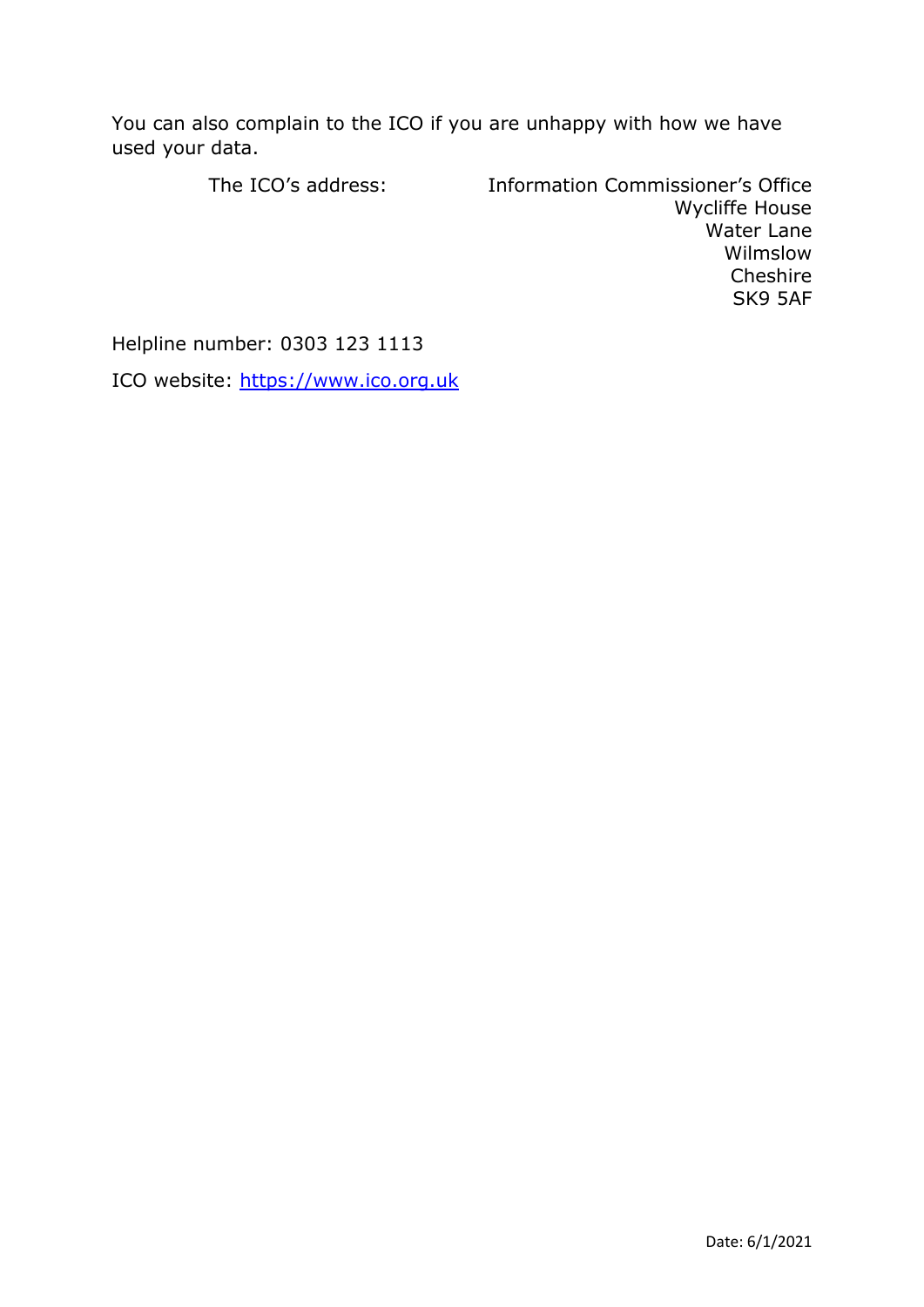You can also complain to the ICO if you are unhappy with how we have used your data.

The ICO's address:

Information Commissioner's Office
Wycliffe House
Water Lane
Wilmslow
Cheshire
SK9 5AF

Helpline number: 0303 123 1113

ICO website: https://www.ico.org.uk

Date: 6/1/2021